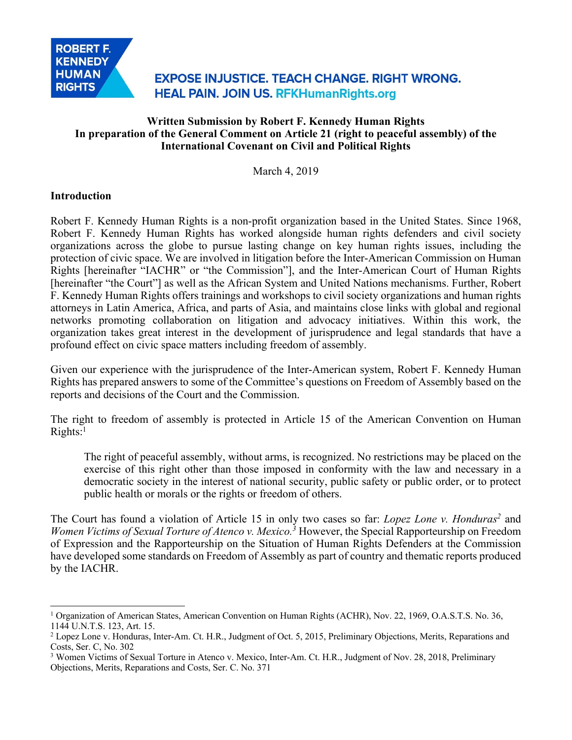ROBERT F. KENNEDY HUMAN RIGHTS

EXPOSE INJUSTICE. TEACH CHANGE. RIGHT WRONG. HEAL PAIN. JOIN US. RFKHumanRights.org

**Written Submission by Robert F. Kennedy Human Rights**
**In preparation of the General Comment on Article 21 (right to peaceful assembly) of the International Covenant on Civil and Political Rights**

March 4, 2019

**Introduction**

Robert F. Kennedy Human Rights is a non-profit organization based in the United States. Since 1968, Robert F. Kennedy Human Rights has worked alongside human rights defenders and civil society organizations across the globe to pursue lasting change on key human rights issues, including the protection of civic space. We are involved in litigation before the Inter-American Commission on Human Rights [hereinafter "IACHR" or "the Commission"], and the Inter-American Court of Human Rights [hereinafter "the Court"] as well as the African System and United Nations mechanisms. Further, Robert F. Kennedy Human Rights offers trainings and workshops to civil society organizations and human rights attorneys in Latin America, Africa, and parts of Asia, and maintains close links with global and regional networks promoting collaboration on litigation and advocacy initiatives. Within this work, the organization takes great interest in the development of jurisprudence and legal standards that have a profound effect on civic space matters including freedom of assembly.

Given our experience with the jurisprudence of the Inter-American system, Robert F. Kennedy Human Rights has prepared answers to some of the Committee's questions on Freedom of Assembly based on the reports and decisions of the Court and the Commission.

The right to freedom of assembly is protected in Article 15 of the American Convention on Human Rights:[1]

> The right of peaceful assembly, without arms, is recognized. No restrictions may be placed on the exercise of this right other than those imposed in conformity with the law and necessary in a democratic society in the interest of national security, public safety or public order, or to protect public health or morals or the rights or freedom of others.

The Court has found a violation of Article 15 in only two cases so far: *Lopez Lone v. Honduras*[2] and *Women Victims of Sexual Torture of Atenco v. Mexico.*[3] However, the Special Rapporteurship on Freedom of Expression and the Rapporteurship on the Situation of Human Rights Defenders at the Commission have developed some standards on Freedom of Assembly as part of country and thematic reports produced by the IACHR.

---

[1] Organization of American States, American Convention on Human Rights (ACHR), Nov. 22, 1969, O.A.S.T.S. No. 36, 1144 U.N.T.S. 123, Art. 15.

[2] Lopez Lone v. Honduras, Inter-Am. Ct. H.R., Judgment of Oct. 5, 2015, Preliminary Objections, Merits, Reparations and Costs, Ser. C, No. 302

[3] Women Victims of Sexual Torture in Atenco v. Mexico, Inter-Am. Ct. H.R., Judgment of Nov. 28, 2018, Preliminary Objections, Merits, Reparations and Costs, Ser. C. No. 371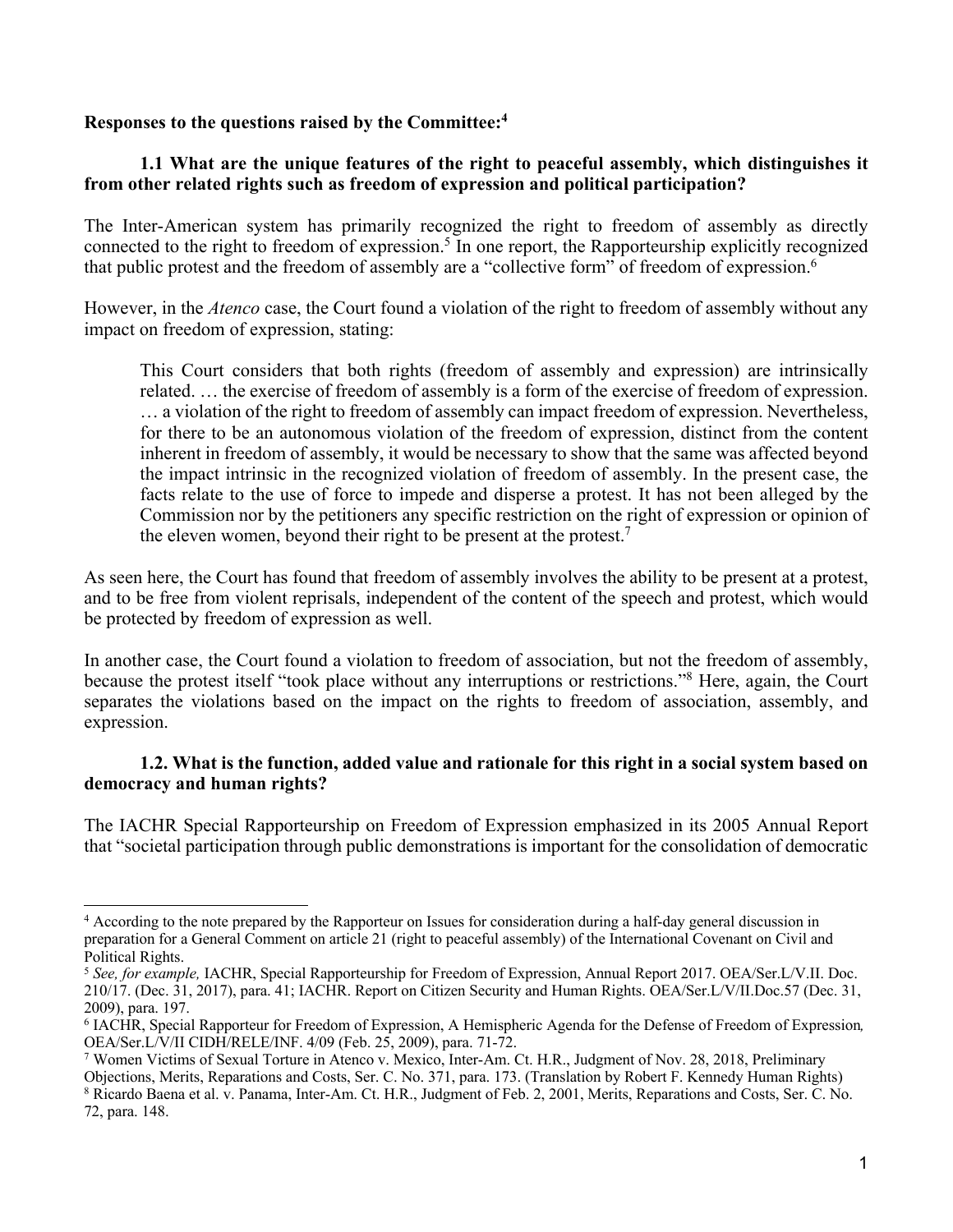**Responses to the questions raised by the Committee:**[4]

**1.1 What are the unique features of the right to peaceful assembly, which distinguishes it from other related rights such as freedom of expression and political participation?**

The Inter-American system has primarily recognized the right to freedom of assembly as directly connected to the right to freedom of expression.[5] In one report, the Rapporteurship explicitly recognized that public protest and the freedom of assembly are a "collective form" of freedom of expression.[6]

However, in the *Atenco* case, the Court found a violation of the right to freedom of assembly without any impact on freedom of expression, stating:

> This Court considers that both rights (freedom of assembly and expression) are intrinsically related. … the exercise of freedom of assembly is a form of the exercise of freedom of expression. … a violation of the right to freedom of assembly can impact freedom of expression. Nevertheless, for there to be an autonomous violation of the freedom of expression, distinct from the content inherent in freedom of assembly, it would be necessary to show that the same was affected beyond the impact intrinsic in the recognized violation of freedom of assembly. In the present case, the facts relate to the use of force to impede and disperse a protest. It has not been alleged by the Commission nor by the petitioners any specific restriction on the right of expression or opinion of the eleven women, beyond their right to be present at the protest.[7]

As seen here, the Court has found that freedom of assembly involves the ability to be present at a protest, and to be free from violent reprisals, independent of the content of the speech and protest, which would be protected by freedom of expression as well.

In another case, the Court found a violation to freedom of association, but not the freedom of assembly, because the protest itself "took place without any interruptions or restrictions."[8] Here, again, the Court separates the violations based on the impact on the rights to freedom of association, assembly, and expression.

**1.2. What is the function, added value and rationale for this right in a social system based on democracy and human rights?**

The IACHR Special Rapporteurship on Freedom of Expression emphasized in its 2005 Annual Report that "societal participation through public demonstrations is important for the consolidation of democratic

---

[4] According to the note prepared by the Rapporteur on Issues for consideration during a half-day general discussion in preparation for a General Comment on article 21 (right to peaceful assembly) of the International Covenant on Civil and Political Rights.

[5] *See, for example,* IACHR, Special Rapporteurship for Freedom of Expression, Annual Report 2017. OEA/Ser.L/V.II. Doc. 210/17. (Dec. 31, 2017), para. 41; IACHR. Report on Citizen Security and Human Rights. OEA/Ser.L/V/II.Doc.57 (Dec. 31, 2009), para. 197.

[6] IACHR, Special Rapporteur for Freedom of Expression, A Hemispheric Agenda for the Defense of Freedom of Expression*,* OEA/Ser.L/V/II CIDH/RELE/INF. 4/09 (Feb. 25, 2009), para. 71-72.

[7] Women Victims of Sexual Torture in Atenco v. Mexico, Inter-Am. Ct. H.R., Judgment of Nov. 28, 2018, Preliminary Objections, Merits, Reparations and Costs, Ser. C. No. 371, para. 173. (Translation by Robert F. Kennedy Human Rights)

[8] Ricardo Baena et al. v. Panama, Inter-Am. Ct. H.R., Judgment of Feb. 2, 2001, Merits, Reparations and Costs, Ser. C. No. 72, para. 148.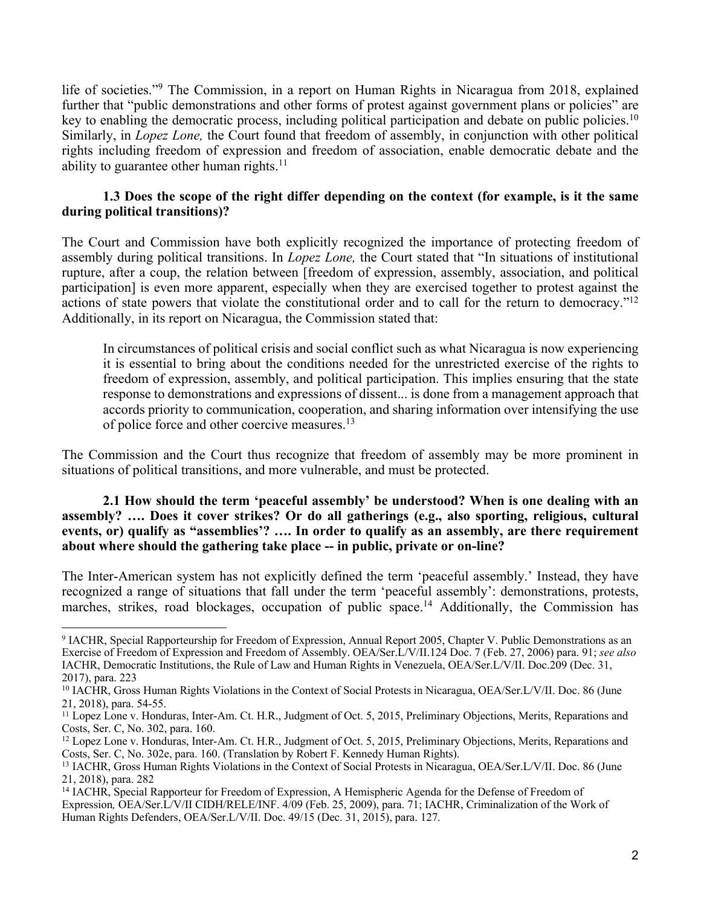life of societies."[9] The Commission, in a report on Human Rights in Nicaragua from 2018, explained further that "public demonstrations and other forms of protest against government plans or policies" are key to enabling the democratic process, including political participation and debate on public policies.[10] Similarly, in *Lopez Lone,* the Court found that freedom of assembly, in conjunction with other political rights including freedom of expression and freedom of association, enable democratic debate and the ability to guarantee other human rights.[11]

**1.3 Does the scope of the right differ depending on the context (for example, is it the same during political transitions)?**

The Court and Commission have both explicitly recognized the importance of protecting freedom of assembly during political transitions. In *Lopez Lone,* the Court stated that "In situations of institutional rupture, after a coup, the relation between [freedom of expression, assembly, association, and political participation] is even more apparent, especially when they are exercised together to protest against the actions of state powers that violate the constitutional order and to call for the return to democracy."[12] Additionally, in its report on Nicaragua, the Commission stated that:

> In circumstances of political crisis and social conflict such as what Nicaragua is now experiencing it is essential to bring about the conditions needed for the unrestricted exercise of the rights to freedom of expression, assembly, and political participation. This implies ensuring that the state response to demonstrations and expressions of dissent... is done from a management approach that accords priority to communication, cooperation, and sharing information over intensifying the use of police force and other coercive measures.[13]

The Commission and the Court thus recognize that freedom of assembly may be more prominent in situations of political transitions, and more vulnerable, and must be protected.

**2.1 How should the term 'peaceful assembly' be understood? When is one dealing with an assembly? …. Does it cover strikes? Or do all gatherings (e.g., also sporting, religious, cultural events, or) qualify as "assemblies'? …. In order to qualify as an assembly, are there requirement about where should the gathering take place -- in public, private or on-line?**

The Inter-American system has not explicitly defined the term 'peaceful assembly.' Instead, they have recognized a range of situations that fall under the term 'peaceful assembly': demonstrations, protests, marches, strikes, road blockages, occupation of public space.[14] Additionally, the Commission has

---

[9] IACHR, Special Rapporteurship for Freedom of Expression, Annual Report 2005, Chapter V. Public Demonstrations as an Exercise of Freedom of Expression and Freedom of Assembly. OEA/Ser.L/V/II.124 Doc. 7 (Feb. 27, 2006) para. 91; *see also* IACHR, Democratic Institutions, the Rule of Law and Human Rights in Venezuela, OEA/Ser.L/V/II. Doc.209 (Dec. 31, 2017), para. 223

[10] IACHR, Gross Human Rights Violations in the Context of Social Protests in Nicaragua, OEA/Ser.L/V/II. Doc. 86 (June 21, 2018), para. 54-55.

[11] Lopez Lone v. Honduras, Inter-Am. Ct. H.R., Judgment of Oct. 5, 2015, Preliminary Objections, Merits, Reparations and Costs, Ser. C, No. 302, para. 160.

[12] Lopez Lone v. Honduras, Inter-Am. Ct. H.R., Judgment of Oct. 5, 2015, Preliminary Objections, Merits, Reparations and Costs, Ser. C, No. 302e, para. 160. (Translation by Robert F. Kennedy Human Rights).

[13] IACHR, Gross Human Rights Violations in the Context of Social Protests in Nicaragua, OEA/Ser.L/V/II. Doc. 86 (June 21, 2018), para. 282

[14] IACHR, Special Rapporteur for Freedom of Expression, A Hemispheric Agenda for the Defense of Freedom of Expression*,* OEA/Ser.L/V/II CIDH/RELE/INF. 4/09 (Feb. 25, 2009), para. 71; IACHR, Criminalization of the Work of Human Rights Defenders, OEA/Ser.L/V/II. Doc. 49/15 (Dec. 31, 2015), para. 127.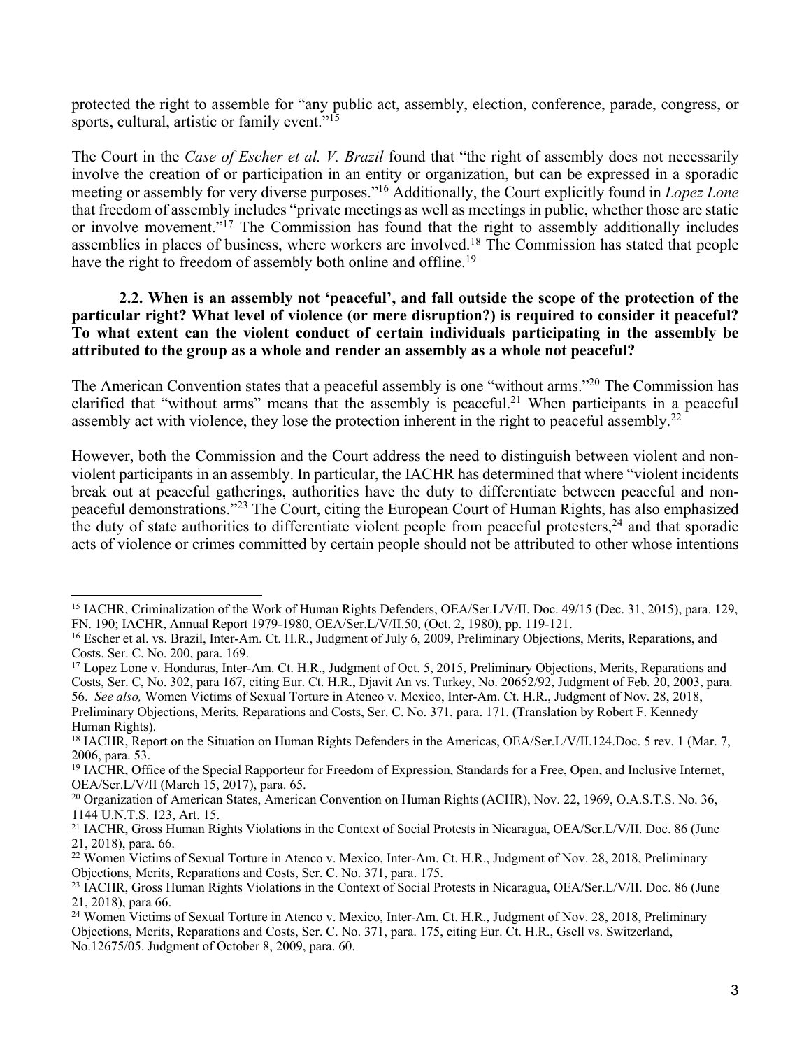protected the right to assemble for "any public act, assembly, election, conference, parade, congress, or sports, cultural, artistic or family event."[15]

The Court in the *Case of Escher et al. V. Brazil* found that "the right of assembly does not necessarily involve the creation of or participation in an entity or organization, but can be expressed in a sporadic meeting or assembly for very diverse purposes."[16] Additionally, the Court explicitly found in *Lopez Lone* that freedom of assembly includes "private meetings as well as meetings in public, whether those are static or involve movement."[17] The Commission has found that the right to assembly additionally includes assemblies in places of business, where workers are involved.[18] The Commission has stated that people have the right to freedom of assembly both online and offline.[19]

**2.2. When is an assembly not 'peaceful', and fall outside the scope of the protection of the particular right? What level of violence (or mere disruption?) is required to consider it peaceful? To what extent can the violent conduct of certain individuals participating in the assembly be attributed to the group as a whole and render an assembly as a whole not peaceful?**

The American Convention states that a peaceful assembly is one "without arms."[20] The Commission has clarified that "without arms" means that the assembly is peaceful.[21] When participants in a peaceful assembly act with violence, they lose the protection inherent in the right to peaceful assembly.[22]

However, both the Commission and the Court address the need to distinguish between violent and non-violent participants in an assembly. In particular, the IACHR has determined that where "violent incidents break out at peaceful gatherings, authorities have the duty to differentiate between peaceful and non-peaceful demonstrations."[23] The Court, citing the European Court of Human Rights, has also emphasized the duty of state authorities to differentiate violent people from peaceful protesters,[24] and that sporadic acts of violence or crimes committed by certain people should not be attributed to other whose intentions

---

[15] IACHR, Criminalization of the Work of Human Rights Defenders, OEA/Ser.L/V/II. Doc. 49/15 (Dec. 31, 2015), para. 129, FN. 190; IACHR, Annual Report 1979-1980, OEA/Ser.L/V/II.50, (Oct. 2, 1980), pp. 119-121.

[16] Escher et al. vs. Brazil, Inter-Am. Ct. H.R., Judgment of July 6, 2009, Preliminary Objections, Merits, Reparations, and Costs. Ser. C. No. 200, para. 169.

[17] Lopez Lone v. Honduras, Inter-Am. Ct. H.R., Judgment of Oct. 5, 2015, Preliminary Objections, Merits, Reparations and Costs, Ser. C, No. 302, para 167, citing Eur. Ct. H.R., Djavit An vs. Turkey, No. 20652/92, Judgment of Feb. 20, 2003, para. 56. *See also,* Women Victims of Sexual Torture in Atenco v. Mexico, Inter-Am. Ct. H.R., Judgment of Nov. 28, 2018, Preliminary Objections, Merits, Reparations and Costs, Ser. C. No. 371, para. 171. (Translation by Robert F. Kennedy Human Rights).

[18] IACHR, Report on the Situation on Human Rights Defenders in the Americas, OEA/Ser.L/V/II.124.Doc. 5 rev. 1 (Mar. 7, 2006, para. 53.

[19] IACHR, Office of the Special Rapporteur for Freedom of Expression, Standards for a Free, Open, and Inclusive Internet, OEA/Ser.L/V/II (March 15, 2017), para. 65.

[20] Organization of American States, American Convention on Human Rights (ACHR), Nov. 22, 1969, O.A.S.T.S. No. 36, 1144 U.N.T.S. 123, Art. 15.

[21] IACHR, Gross Human Rights Violations in the Context of Social Protests in Nicaragua, OEA/Ser.L/V/II. Doc. 86 (June 21, 2018), para. 66.

[22] Women Victims of Sexual Torture in Atenco v. Mexico, Inter-Am. Ct. H.R., Judgment of Nov. 28, 2018, Preliminary Objections, Merits, Reparations and Costs, Ser. C. No. 371, para. 175.

[23] IACHR, Gross Human Rights Violations in the Context of Social Protests in Nicaragua, OEA/Ser.L/V/II. Doc. 86 (June 21, 2018), para 66.

[24] Women Victims of Sexual Torture in Atenco v. Mexico, Inter-Am. Ct. H.R., Judgment of Nov. 28, 2018, Preliminary Objections, Merits, Reparations and Costs, Ser. C. No. 371, para. 175, citing Eur. Ct. H.R., Gsell vs. Switzerland, No.12675/05. Judgment of October 8, 2009, para. 60.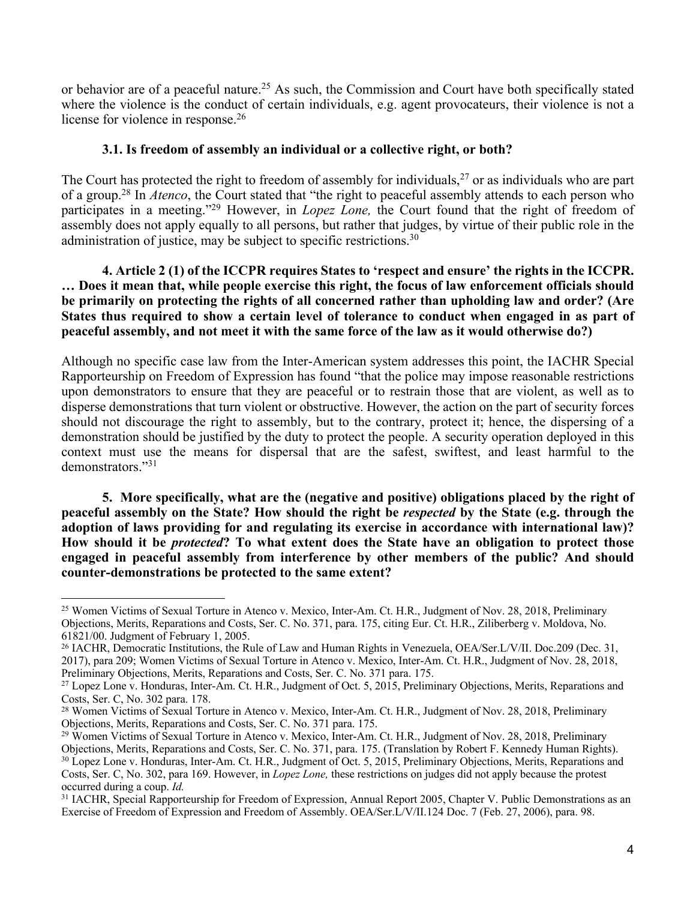or behavior are of a peaceful nature.[25] As such, the Commission and Court have both specifically stated where the violence is the conduct of certain individuals, e.g. agent provocateurs, their violence is not a license for violence in response.[26]

### 3.1. Is freedom of assembly an individual or a collective right, or both?

The Court has protected the right to freedom of assembly for individuals,[27] or as individuals who are part of a group.[28] In *Atenco*, the Court stated that "the right to peaceful assembly attends to each person who participates in a meeting."[29] However, in *Lopez Lone,* the Court found that the right of freedom of assembly does not apply equally to all persons, but rather that judges, by virtue of their public role in the administration of justice, may be subject to specific restrictions.[30]

### 4. Article 2 (1) of the ICCPR requires States to 'respect and ensure' the rights in the ICCPR. … Does it mean that, while people exercise this right, the focus of law enforcement officials should be primarily on protecting the rights of all concerned rather than upholding law and order? (Are States thus required to show a certain level of tolerance to conduct when engaged in as part of peaceful assembly, and not meet it with the same force of the law as it would otherwise do?)

Although no specific case law from the Inter-American system addresses this point, the IACHR Special Rapporteurship on Freedom of Expression has found "that the police may impose reasonable restrictions upon demonstrators to ensure that they are peaceful or to restrain those that are violent, as well as to disperse demonstrations that turn violent or obstructive. However, the action on the part of security forces should not discourage the right to assembly, but to the contrary, protect it; hence, the dispersing of a demonstration should be justified by the duty to protect the people. A security operation deployed in this context must use the means for dispersal that are the safest, swiftest, and least harmful to the demonstrators."[31]

### 5. More specifically, what are the (negative and positive) obligations placed by the right of peaceful assembly on the State? How should the right be *respected* by the State (e.g. through the adoption of laws providing for and regulating its exercise in accordance with international law)? How should it be *protected*? To what extent does the State have an obligation to protect those engaged in peaceful assembly from interference by other members of the public? And should counter-demonstrations be protected to the same extent?

---

[25] Women Victims of Sexual Torture in Atenco v. Mexico, Inter-Am. Ct. H.R., Judgment of Nov. 28, 2018, Preliminary Objections, Merits, Reparations and Costs, Ser. C. No. 371, para. 175, citing Eur. Ct. H.R., Ziliberberg v. Moldova, No. 61821/00. Judgment of February 1, 2005.

[26] IACHR, Democratic Institutions, the Rule of Law and Human Rights in Venezuela, OEA/Ser.L/V/II. Doc.209 (Dec. 31, 2017), para 209; Women Victims of Sexual Torture in Atenco v. Mexico, Inter-Am. Ct. H.R., Judgment of Nov. 28, 2018, Preliminary Objections, Merits, Reparations and Costs, Ser. C. No. 371 para. 175.

[27] Lopez Lone v. Honduras, Inter-Am. Ct. H.R., Judgment of Oct. 5, 2015, Preliminary Objections, Merits, Reparations and Costs, Ser. C, No. 302 para. 178.

[28] Women Victims of Sexual Torture in Atenco v. Mexico, Inter-Am. Ct. H.R., Judgment of Nov. 28, 2018, Preliminary Objections, Merits, Reparations and Costs, Ser. C. No. 371 para. 175.

[29] Women Victims of Sexual Torture in Atenco v. Mexico, Inter-Am. Ct. H.R., Judgment of Nov. 28, 2018, Preliminary Objections, Merits, Reparations and Costs, Ser. C. No. 371, para. 175. (Translation by Robert F. Kennedy Human Rights).

[30] Lopez Lone v. Honduras, Inter-Am. Ct. H.R., Judgment of Oct. 5, 2015, Preliminary Objections, Merits, Reparations and Costs, Ser. C, No. 302, para 169. However, in *Lopez Lone,* these restrictions on judges did not apply because the protest occurred during a coup. *Id.*

[31] IACHR, Special Rapporteurship for Freedom of Expression, Annual Report 2005, Chapter V. Public Demonstrations as an Exercise of Freedom of Expression and Freedom of Assembly. OEA/Ser.L/V/II.124 Doc. 7 (Feb. 27, 2006), para. 98.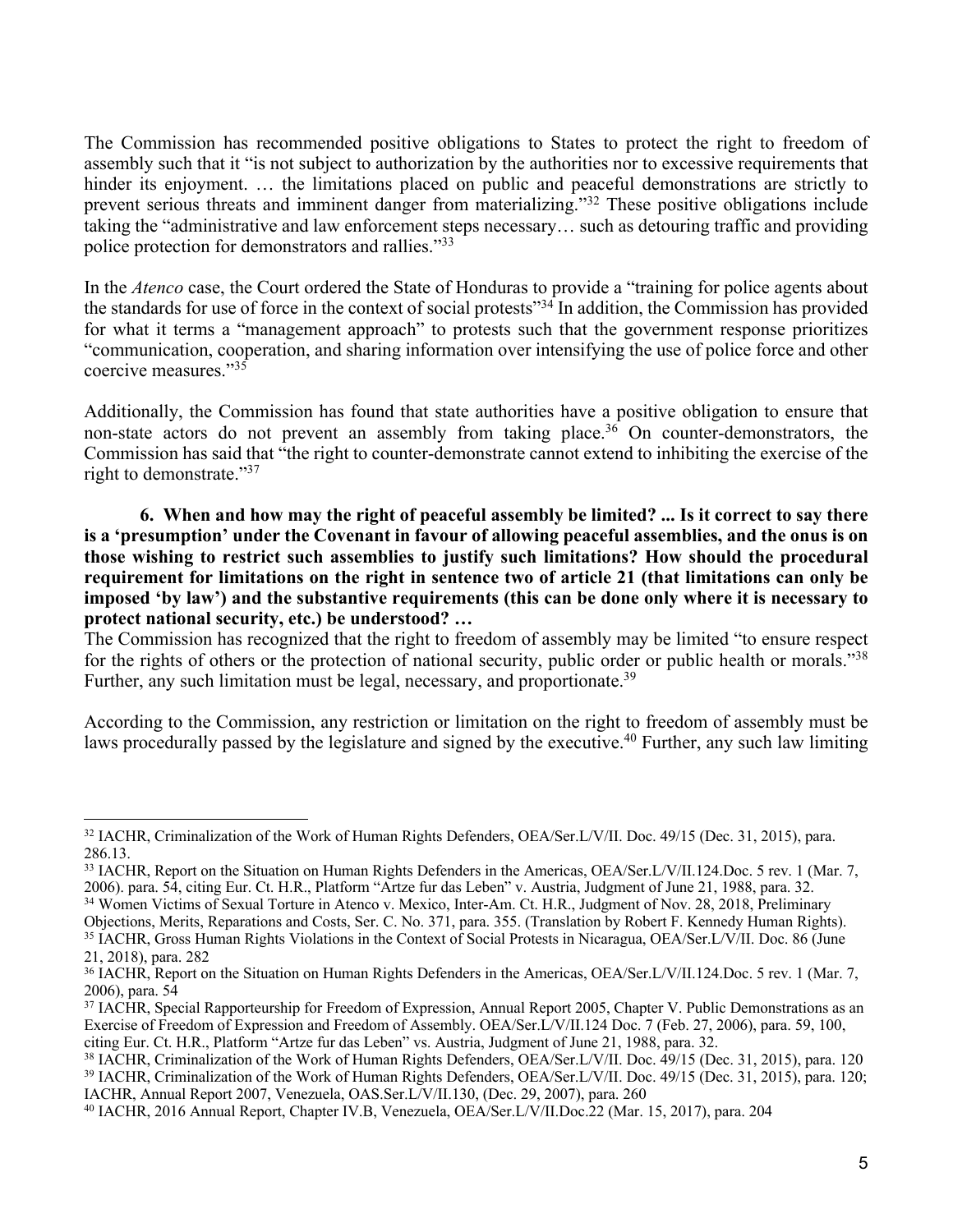The Commission has recommended positive obligations to States to protect the right to freedom of assembly such that it "is not subject to authorization by the authorities nor to excessive requirements that hinder its enjoyment. … the limitations placed on public and peaceful demonstrations are strictly to prevent serious threats and imminent danger from materializing."[32] These positive obligations include taking the "administrative and law enforcement steps necessary… such as detouring traffic and providing police protection for demonstrators and rallies."[33]

In the *Atenco* case, the Court ordered the State of Honduras to provide a "training for police agents about the standards for use of force in the context of social protests"[34] In addition, the Commission has provided for what it terms a "management approach" to protests such that the government response prioritizes "communication, cooperation, and sharing information over intensifying the use of police force and other coercive measures."[35]

Additionally, the Commission has found that state authorities have a positive obligation to ensure that non-state actors do not prevent an assembly from taking place.[36] On counter-demonstrators, the Commission has said that "the right to counter-demonstrate cannot extend to inhibiting the exercise of the right to demonstrate."[37]

**6. When and how may the right of peaceful assembly be limited? ... Is it correct to say there is a 'presumption' under the Covenant in favour of allowing peaceful assemblies, and the onus is on those wishing to restrict such assemblies to justify such limitations? How should the procedural requirement for limitations on the right in sentence two of article 21 (that limitations can only be imposed 'by law') and the substantive requirements (this can be done only where it is necessary to protect national security, etc.) be understood? …**

The Commission has recognized that the right to freedom of assembly may be limited "to ensure respect for the rights of others or the protection of national security, public order or public health or morals."[38] Further, any such limitation must be legal, necessary, and proportionate.[39]

According to the Commission, any restriction or limitation on the right to freedom of assembly must be laws procedurally passed by the legislature and signed by the executive.[40] Further, any such law limiting

---

[32] IACHR, Criminalization of the Work of Human Rights Defenders, OEA/Ser.L/V/II. Doc. 49/15 (Dec. 31, 2015), para. 286.13.

[33] IACHR, Report on the Situation on Human Rights Defenders in the Americas, OEA/Ser.L/V/II.124.Doc. 5 rev. 1 (Mar. 7, 2006). para. 54, citing Eur. Ct. H.R., Platform "Artze fur das Leben" v. Austria, Judgment of June 21, 1988, para. 32.

[34] Women Victims of Sexual Torture in Atenco v. Mexico, Inter-Am. Ct. H.R., Judgment of Nov. 28, 2018, Preliminary Objections, Merits, Reparations and Costs, Ser. C. No. 371, para. 355. (Translation by Robert F. Kennedy Human Rights).

[35] IACHR, Gross Human Rights Violations in the Context of Social Protests in Nicaragua, OEA/Ser.L/V/II. Doc. 86 (June 21, 2018), para. 282

[36] IACHR, Report on the Situation on Human Rights Defenders in the Americas, OEA/Ser.L/V/II.124.Doc. 5 rev. 1 (Mar. 7, 2006), para. 54

[37] IACHR, Special Rapporteurship for Freedom of Expression, Annual Report 2005, Chapter V. Public Demonstrations as an Exercise of Freedom of Expression and Freedom of Assembly. OEA/Ser.L/V/II.124 Doc. 7 (Feb. 27, 2006), para. 59, 100, citing Eur. Ct. H.R., Platform "Artze fur das Leben" vs. Austria, Judgment of June 21, 1988, para. 32.

[38] IACHR, Criminalization of the Work of Human Rights Defenders, OEA/Ser.L/V/II. Doc. 49/15 (Dec. 31, 2015), para. 120

[39] IACHR, Criminalization of the Work of Human Rights Defenders, OEA/Ser.L/V/II. Doc. 49/15 (Dec. 31, 2015), para. 120; IACHR, Annual Report 2007, Venezuela, OAS.Ser.L/V/II.130, (Dec. 29, 2007), para. 260

[40] IACHR, 2016 Annual Report, Chapter IV.B, Venezuela, OEA/Ser.L/V/II.Doc.22 (Mar. 15, 2017), para. 204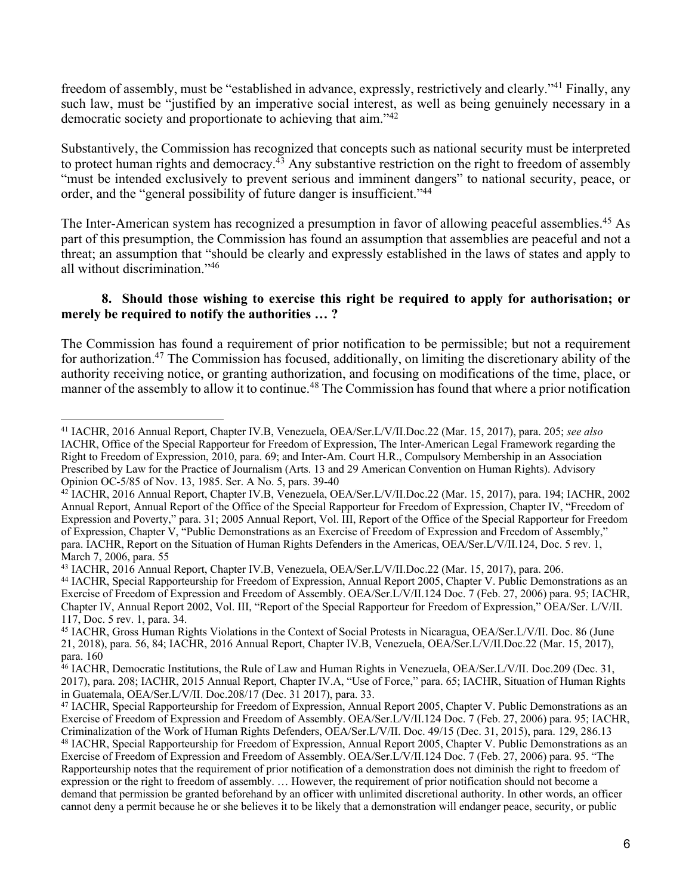freedom of assembly, must be "established in advance, expressly, restrictively and clearly."[41] Finally, any such law, must be "justified by an imperative social interest, as well as being genuinely necessary in a democratic society and proportionate to achieving that aim."[42]

Substantively, the Commission has recognized that concepts such as national security must be interpreted to protect human rights and democracy.[43] Any substantive restriction on the right to freedom of assembly "must be intended exclusively to prevent serious and imminent dangers" to national security, peace, or order, and the "general possibility of future danger is insufficient."[44]

The Inter-American system has recognized a presumption in favor of allowing peaceful assemblies.[45] As part of this presumption, the Commission has found an assumption that assemblies are peaceful and not a threat; an assumption that "should be clearly and expressly established in the laws of states and apply to all without discrimination."[46]

**8. Should those wishing to exercise this right be required to apply for authorisation; or merely be required to notify the authorities … ?**

The Commission has found a requirement of prior notification to be permissible; but not a requirement for authorization.[47] The Commission has focused, additionally, on limiting the discretionary ability of the authority receiving notice, or granting authorization, and focusing on modifications of the time, place, or manner of the assembly to allow it to continue.[48] The Commission has found that where a prior notification

---

[41] IACHR, 2016 Annual Report, Chapter IV.B, Venezuela, OEA/Ser.L/V/II.Doc.22 (Mar. 15, 2017), para. 205; *see also* IACHR, Office of the Special Rapporteur for Freedom of Expression, The Inter-American Legal Framework regarding the Right to Freedom of Expression, 2010, para. 69; and Inter-Am. Court H.R., Compulsory Membership in an Association Prescribed by Law for the Practice of Journalism (Arts. 13 and 29 American Convention on Human Rights). Advisory Opinion OC-5/85 of Nov. 13, 1985. Ser. A No. 5, pars. 39-40

[42] IACHR, 2016 Annual Report, Chapter IV.B, Venezuela, OEA/Ser.L/V/II.Doc.22 (Mar. 15, 2017), para. 194; IACHR, 2002 Annual Report, Annual Report of the Office of the Special Rapporteur for Freedom of Expression, Chapter IV, "Freedom of Expression and Poverty," para. 31; 2005 Annual Report, Vol. III, Report of the Office of the Special Rapporteur for Freedom of Expression, Chapter V, "Public Demonstrations as an Exercise of Freedom of Expression and Freedom of Assembly," para. IACHR, Report on the Situation of Human Rights Defenders in the Americas, OEA/Ser.L/V/II.124, Doc. 5 rev. 1, March 7, 2006, para. 55

[43] IACHR, 2016 Annual Report, Chapter IV.B, Venezuela, OEA/Ser.L/V/II.Doc.22 (Mar. 15, 2017), para. 206.

[44] IACHR, Special Rapporteurship for Freedom of Expression, Annual Report 2005, Chapter V. Public Demonstrations as an Exercise of Freedom of Expression and Freedom of Assembly. OEA/Ser.L/V/II.124 Doc. 7 (Feb. 27, 2006) para. 95; IACHR, Chapter IV, Annual Report 2002, Vol. III, "Report of the Special Rapporteur for Freedom of Expression," OEA/Ser. L/V/II. 117, Doc. 5 rev. 1, para. 34.

[45] IACHR, Gross Human Rights Violations in the Context of Social Protests in Nicaragua, OEA/Ser.L/V/II. Doc. 86 (June 21, 2018), para. 56, 84; IACHR, 2016 Annual Report, Chapter IV.B, Venezuela, OEA/Ser.L/V/II.Doc.22 (Mar. 15, 2017), para. 160

[46] IACHR, Democratic Institutions, the Rule of Law and Human Rights in Venezuela, OEA/Ser.L/V/II. Doc.209 (Dec. 31, 2017), para. 208; IACHR, 2015 Annual Report, Chapter IV.A, "Use of Force," para. 65; IACHR, Situation of Human Rights in Guatemala, OEA/Ser.L/V/II. Doc.208/17 (Dec. 31 2017), para. 33.

[47] IACHR, Special Rapporteurship for Freedom of Expression, Annual Report 2005, Chapter V. Public Demonstrations as an Exercise of Freedom of Expression and Freedom of Assembly. OEA/Ser.L/V/II.124 Doc. 7 (Feb. 27, 2006) para. 95; IACHR, Criminalization of the Work of Human Rights Defenders, OEA/Ser.L/V/II. Doc. 49/15 (Dec. 31, 2015), para. 129, 286.13

[48] IACHR, Special Rapporteurship for Freedom of Expression, Annual Report 2005, Chapter V. Public Demonstrations as an Exercise of Freedom of Expression and Freedom of Assembly. OEA/Ser.L/V/II.124 Doc. 7 (Feb. 27, 2006) para. 95. "The Rapporteurship notes that the requirement of prior notification of a demonstration does not diminish the right to freedom of expression or the right to freedom of assembly. … However, the requirement of prior notification should not become a demand that permission be granted beforehand by an officer with unlimited discretional authority. In other words, an officer cannot deny a permit because he or she believes it to be likely that a demonstration will endanger peace, security, or public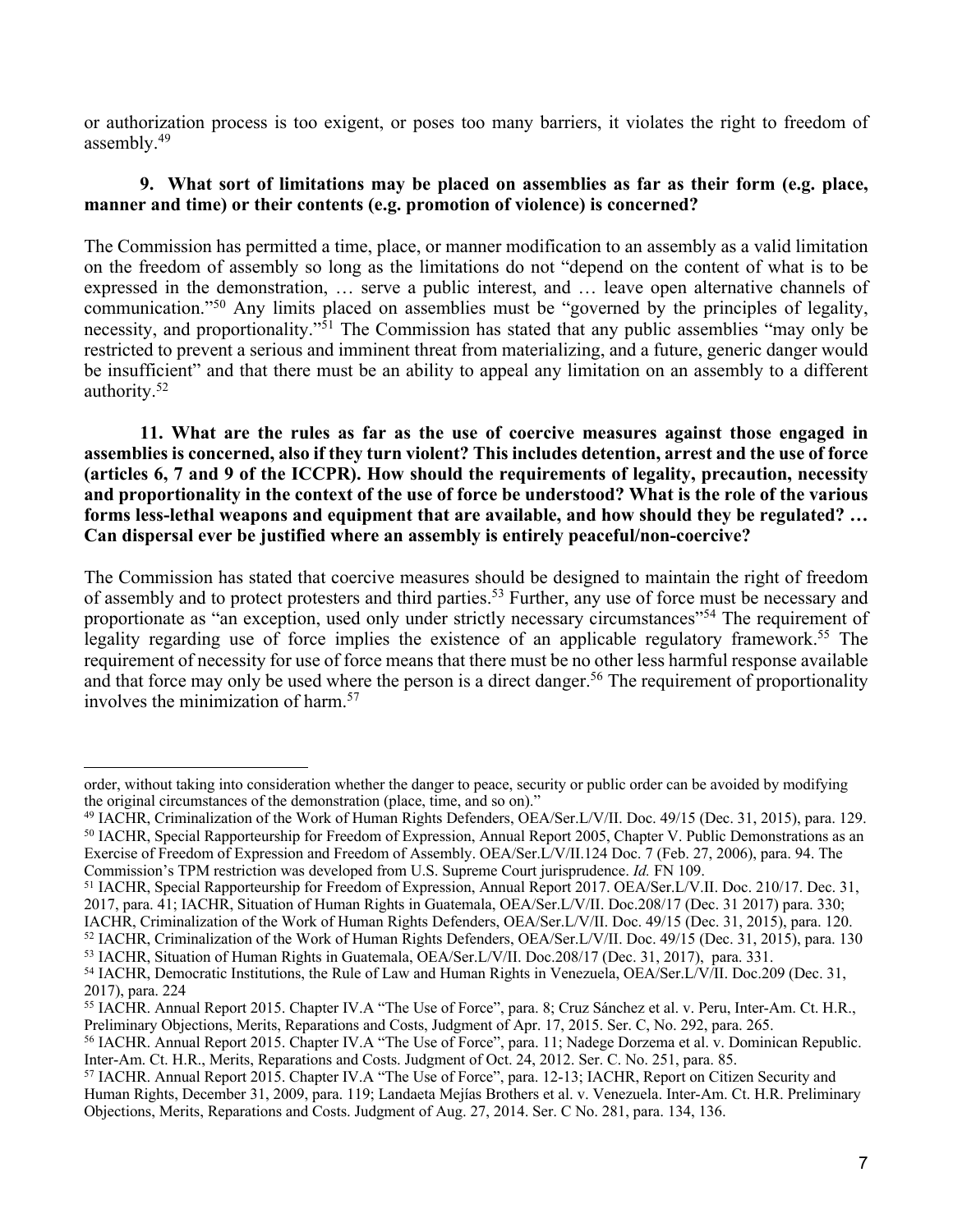or authorization process is too exigent, or poses too many barriers, it violates the right to freedom of assembly.[49]

**9. What sort of limitations may be placed on assemblies as far as their form (e.g. place, manner and time) or their contents (e.g. promotion of violence) is concerned?**

The Commission has permitted a time, place, or manner modification to an assembly as a valid limitation on the freedom of assembly so long as the limitations do not "depend on the content of what is to be expressed in the demonstration, … serve a public interest, and … leave open alternative channels of communication."[50] Any limits placed on assemblies must be "governed by the principles of legality, necessity, and proportionality."[51] The Commission has stated that any public assemblies "may only be restricted to prevent a serious and imminent threat from materializing, and a future, generic danger would be insufficient" and that there must be an ability to appeal any limitation on an assembly to a different authority.[52]

**11. What are the rules as far as the use of coercive measures against those engaged in assemblies is concerned, also if they turn violent? This includes detention, arrest and the use of force (articles 6, 7 and 9 of the ICCPR). How should the requirements of legality, precaution, necessity and proportionality in the context of the use of force be understood? What is the role of the various forms less-lethal weapons and equipment that are available, and how should they be regulated? … Can dispersal ever be justified where an assembly is entirely peaceful/non-coercive?**

The Commission has stated that coercive measures should be designed to maintain the right of freedom of assembly and to protect protesters and third parties.[53] Further, any use of force must be necessary and proportionate as "an exception, used only under strictly necessary circumstances"[54] The requirement of legality regarding use of force implies the existence of an applicable regulatory framework.[55] The requirement of necessity for use of force means that there must be no other less harmful response available and that force may only be used where the person is a direct danger.[56] The requirement of proportionality involves the minimization of harm.[57]

---

order, without taking into consideration whether the danger to peace, security or public order can be avoided by modifying the original circumstances of the demonstration (place, time, and so on)."

[49] IACHR, Criminalization of the Work of Human Rights Defenders, OEA/Ser.L/V/II. Doc. 49/15 (Dec. 31, 2015), para. 129.

[50] IACHR, Special Rapporteurship for Freedom of Expression, Annual Report 2005, Chapter V. Public Demonstrations as an Exercise of Freedom of Expression and Freedom of Assembly. OEA/Ser.L/V/II.124 Doc. 7 (Feb. 27, 2006), para. 94. The Commission's TPM restriction was developed from U.S. Supreme Court jurisprudence. *Id.* FN 109.

[51] IACHR, Special Rapporteurship for Freedom of Expression, Annual Report 2017. OEA/Ser.L/V.II. Doc. 210/17. Dec. 31, 2017, para. 41; IACHR, Situation of Human Rights in Guatemala, OEA/Ser.L/V/II. Doc.208/17 (Dec. 31 2017) para. 330; IACHR, Criminalization of the Work of Human Rights Defenders, OEA/Ser.L/V/II. Doc. 49/15 (Dec. 31, 2015), para. 120.

[52] IACHR, Criminalization of the Work of Human Rights Defenders, OEA/Ser.L/V/II. Doc. 49/15 (Dec. 31, 2015), para. 130

[53] IACHR, Situation of Human Rights in Guatemala, OEA/Ser.L/V/II. Doc.208/17 (Dec. 31, 2017), para. 331.

[54] IACHR, Democratic Institutions, the Rule of Law and Human Rights in Venezuela, OEA/Ser.L/V/II. Doc.209 (Dec. 31, 2017), para. 224

[55] IACHR. Annual Report 2015. Chapter IV.A "The Use of Force", para. 8; Cruz Sánchez et al. v. Peru, Inter-Am. Ct. H.R., Preliminary Objections, Merits, Reparations and Costs, Judgment of Apr. 17, 2015. Ser. C, No. 292, para. 265.

[56] IACHR. Annual Report 2015. Chapter IV.A "The Use of Force", para. 11; Nadege Dorzema et al. v. Dominican Republic. Inter-Am. Ct. H.R., Merits, Reparations and Costs. Judgment of Oct. 24, 2012. Ser. C. No. 251, para. 85.

[57] IACHR. Annual Report 2015. Chapter IV.A "The Use of Force", para. 12-13; IACHR, Report on Citizen Security and Human Rights, December 31, 2009, para. 119; Landaeta Mejías Brothers et al. v. Venezuela. Inter-Am. Ct. H.R. Preliminary Objections, Merits, Reparations and Costs. Judgment of Aug. 27, 2014. Ser. C No. 281, para. 134, 136.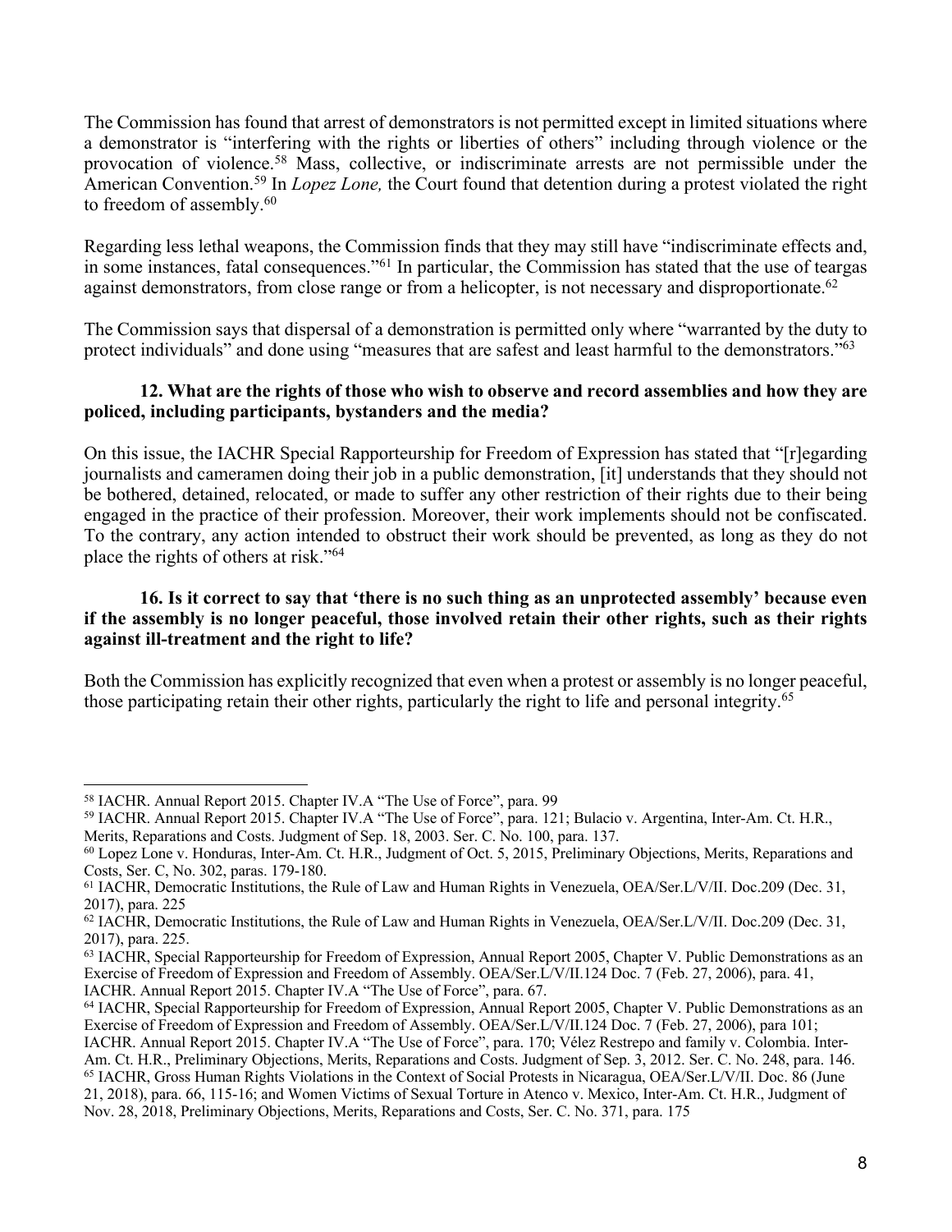The Commission has found that arrest of demonstrators is not permitted except in limited situations where a demonstrator is "interfering with the rights or liberties of others" including through violence or the provocation of violence.[58] Mass, collective, or indiscriminate arrests are not permissible under the American Convention.[59] In *Lopez Lone,* the Court found that detention during a protest violated the right to freedom of assembly.[60]

Regarding less lethal weapons, the Commission finds that they may still have "indiscriminate effects and, in some instances, fatal consequences."[61] In particular, the Commission has stated that the use of teargas against demonstrators, from close range or from a helicopter, is not necessary and disproportionate.[62]

The Commission says that dispersal of a demonstration is permitted only where "warranted by the duty to protect individuals" and done using "measures that are safest and least harmful to the demonstrators."[63]

**12. What are the rights of those who wish to observe and record assemblies and how they are policed, including participants, bystanders and the media?**

On this issue, the IACHR Special Rapporteurship for Freedom of Expression has stated that "[r]egarding journalists and cameramen doing their job in a public demonstration, [it] understands that they should not be bothered, detained, relocated, or made to suffer any other restriction of their rights due to their being engaged in the practice of their profession. Moreover, their work implements should not be confiscated. To the contrary, any action intended to obstruct their work should be prevented, as long as they do not place the rights of others at risk."[64]

**16. Is it correct to say that 'there is no such thing as an unprotected assembly' because even if the assembly is no longer peaceful, those involved retain their other rights, such as their rights against ill-treatment and the right to life?**

Both the Commission has explicitly recognized that even when a protest or assembly is no longer peaceful, those participating retain their other rights, particularly the right to life and personal integrity.[65]

---

[58] IACHR. Annual Report 2015. Chapter IV.A "The Use of Force", para. 99

[59] IACHR. Annual Report 2015. Chapter IV.A "The Use of Force", para. 121; Bulacio v. Argentina, Inter-Am. Ct. H.R., Merits, Reparations and Costs. Judgment of Sep. 18, 2003. Ser. C. No. 100, para. 137.

[60] Lopez Lone v. Honduras, Inter-Am. Ct. H.R., Judgment of Oct. 5, 2015, Preliminary Objections, Merits, Reparations and Costs, Ser. C, No. 302, paras. 179-180.

[61] IACHR, Democratic Institutions, the Rule of Law and Human Rights in Venezuela, OEA/Ser.L/V/II. Doc.209 (Dec. 31, 2017), para. 225

[62] IACHR, Democratic Institutions, the Rule of Law and Human Rights in Venezuela, OEA/Ser.L/V/II. Doc.209 (Dec. 31, 2017), para. 225.

[63] IACHR, Special Rapporteurship for Freedom of Expression, Annual Report 2005, Chapter V. Public Demonstrations as an Exercise of Freedom of Expression and Freedom of Assembly. OEA/Ser.L/V/II.124 Doc. 7 (Feb. 27, 2006), para. 41, IACHR. Annual Report 2015. Chapter IV.A "The Use of Force", para. 67.

[64] IACHR, Special Rapporteurship for Freedom of Expression, Annual Report 2005, Chapter V. Public Demonstrations as an Exercise of Freedom of Expression and Freedom of Assembly. OEA/Ser.L/V/II.124 Doc. 7 (Feb. 27, 2006), para 101; IACHR. Annual Report 2015. Chapter IV.A "The Use of Force", para. 170; Vélez Restrepo and family v. Colombia. Inter-Am. Ct. H.R., Preliminary Objections, Merits, Reparations and Costs. Judgment of Sep. 3, 2012. Ser. C. No. 248, para. 146.

[65] IACHR, Gross Human Rights Violations in the Context of Social Protests in Nicaragua, OEA/Ser.L/V/II. Doc. 86 (June 21, 2018), para. 66, 115-16; and Women Victims of Sexual Torture in Atenco v. Mexico, Inter-Am. Ct. H.R., Judgment of Nov. 28, 2018, Preliminary Objections, Merits, Reparations and Costs, Ser. C. No. 371, para. 175